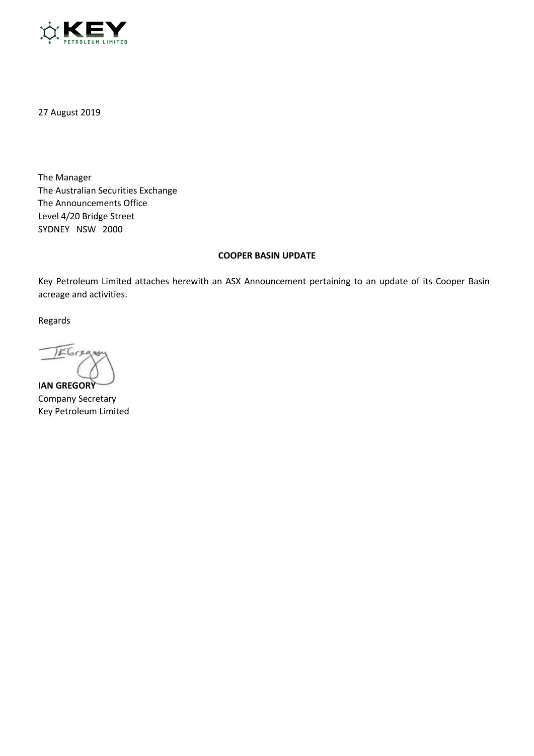27 August 2019

The Manager
The Australian Securities Exchange
The Announcements Office
Level 4/20 Bridge Street
SYDNEY NSW 2000

**COOPER BASIN UPDATE**

Key Petroleum Limited attaches herewith an ASX Announcement pertaining to an update of its Cooper Basin acreage and activities.

Regards

**IAN GREGORY**
Company Secretary
Key Petroleum Limited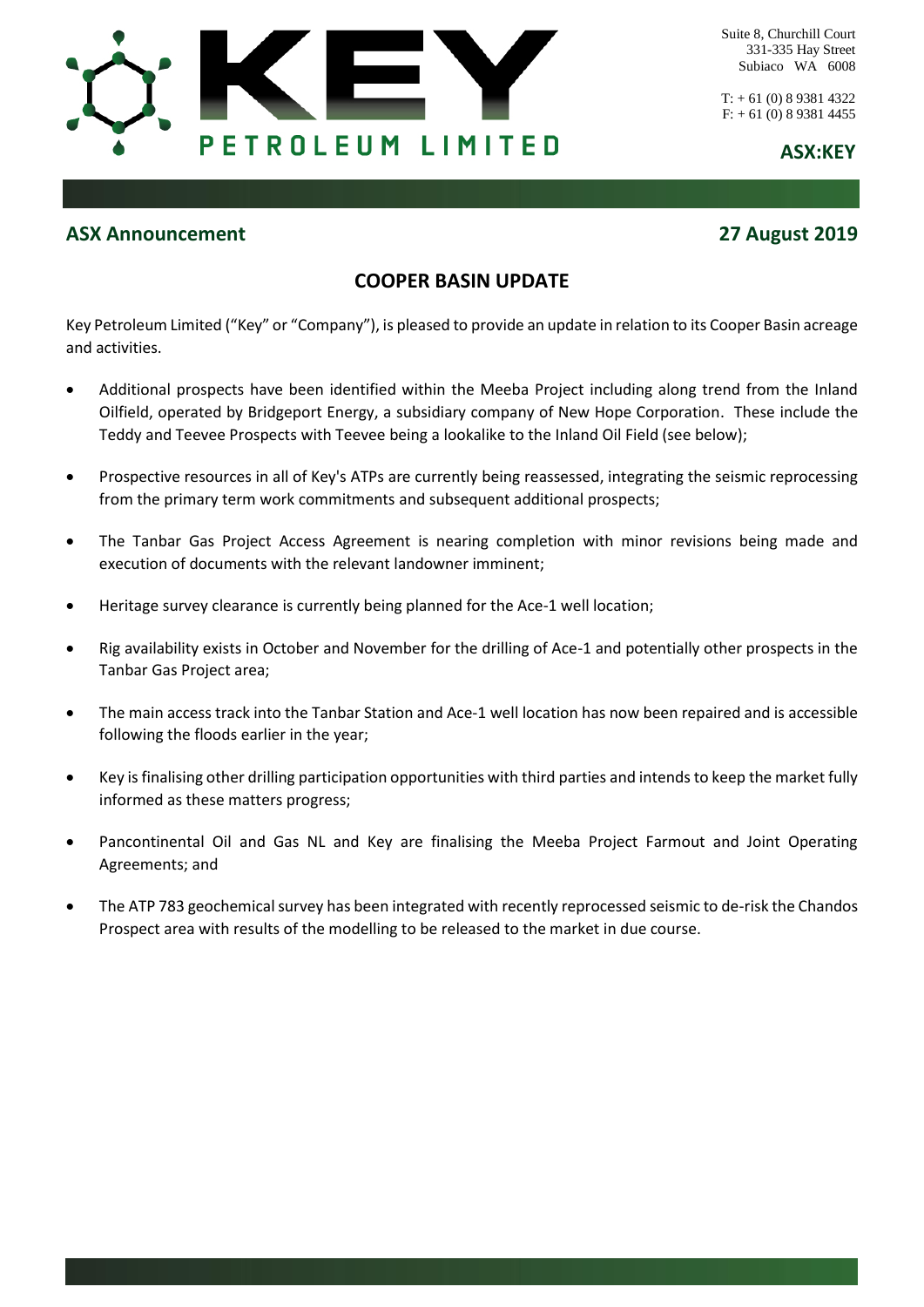**ASX Announcement** **27 August 2019**

## COOPER BASIN UPDATE

Key Petroleum Limited ("Key" or "Company"), is pleased to provide an update in relation to its Cooper Basin acreage and activities.

- Additional prospects have been identified within the Meeba Project including along trend from the Inland Oilfield, operated by Bridgeport Energy, a subsidiary company of New Hope Corporation. These include the Teddy and Teevee Prospects with Teevee being a lookalike to the Inland Oil Field (see below);
- Prospective resources in all of Key's ATPs are currently being reassessed, integrating the seismic reprocessing from the primary term work commitments and subsequent additional prospects;
- The Tanbar Gas Project Access Agreement is nearing completion with minor revisions being made and execution of documents with the relevant landowner imminent;
- Heritage survey clearance is currently being planned for the Ace-1 well location;
- Rig availability exists in October and November for the drilling of Ace-1 and potentially other prospects in the Tanbar Gas Project area;
- The main access track into the Tanbar Station and Ace-1 well location has now been repaired and is accessible following the floods earlier in the year;
- Key is finalising other drilling participation opportunities with third parties and intends to keep the market fully informed as these matters progress;
- Pancontinental Oil and Gas NL and Key are finalising the Meeba Project Farmout and Joint Operating Agreements; and
- The ATP 783 geochemical survey has been integrated with recently reprocessed seismic to de-risk the Chandos Prospect area with results of the modelling to be released to the market in due course.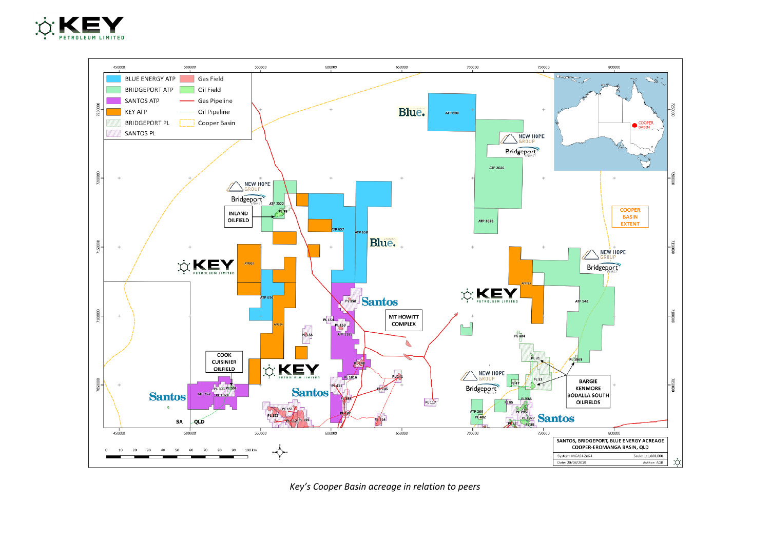BLUE ENERGY ATP
BRIDGEPORT ATP
SANTOS ATP
KEY ATP
BRIDGEPORT PL
SANTOS PL
Gas Field
Oil Field
Gas Pipeline
Oil Pipeline
Cooper Basin

INLAND OILFIELD

COOK CUISINIER OILFIELD

MT HOWITT COMPLEX

BARGIE KENMORE BODALLA SOUTH OILFIELDS

COOPER BASIN EXTENT

SA QLD

0 10 20 30 40 50 60 70 80 90 100 km

SANTOS, BRIDGEPORT, BLUE ENERGY ACREAGE
COOPER-EROMANGA BASIN, QLD

System: MGA94 Zn54 Scale: 1:1,000,000
Date: 29/08/2019 Author: AGB

*Key's Cooper Basin acreage in relation to peers*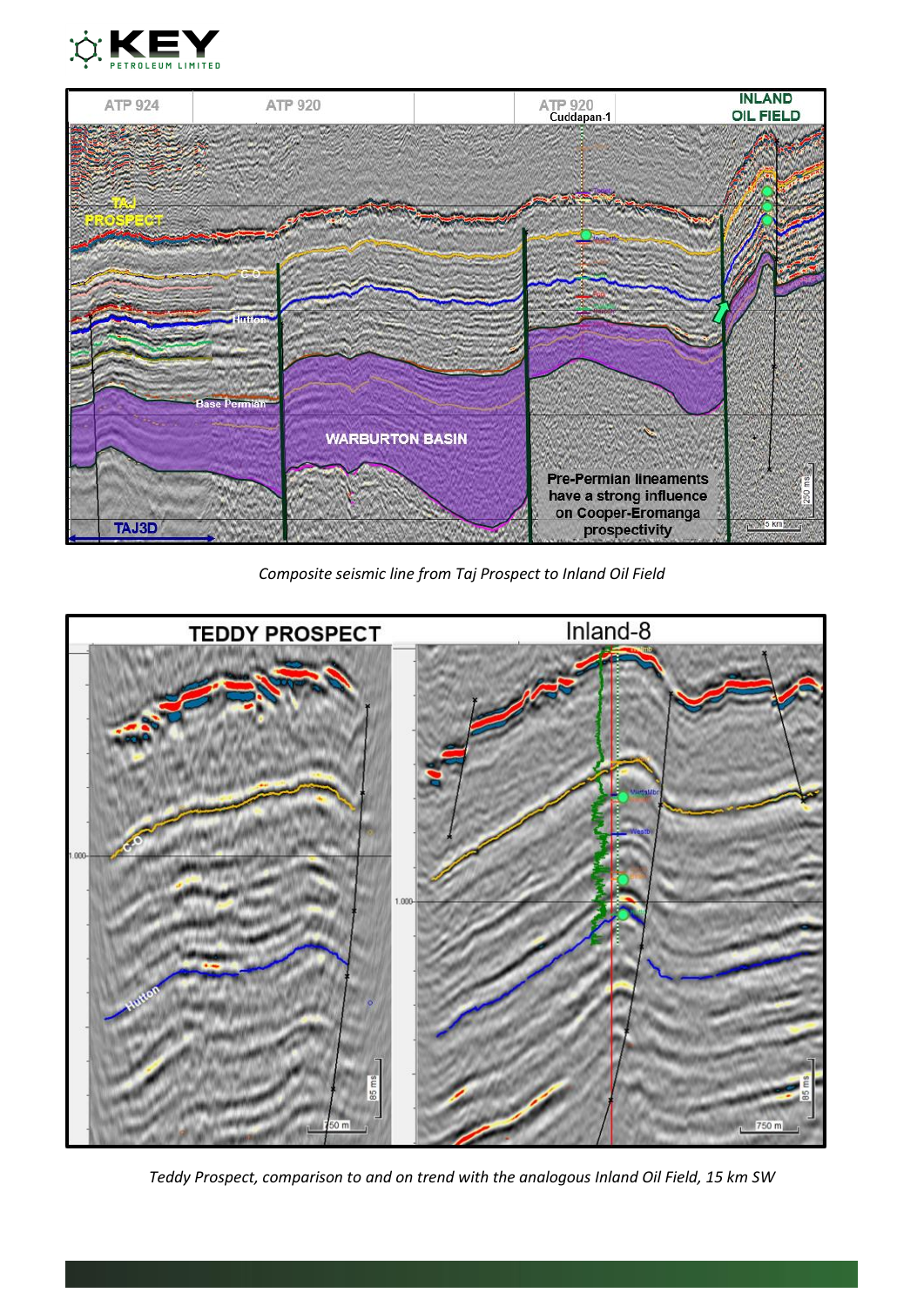ATP 924

ATP 920

ATP 920

Cuddapan-1

INLAND OIL FIELD

TAJ PROSPECT

C-O

Hutton

Base Permian

WARBURTON BASIN

Pre-Permian lineaments have a strong influence on Cooper-Eromanga prospectivity

TAJ3D

250 ms

5 km

*Composite seismic line from Taj Prospect to Inland Oil Field*

TEDDY PROSPECT

C-O

Hutton

1.000

85 ms

750 m

Inland-8

1.000

85 ms

750 m

*Teddy Prospect, comparison to and on trend with the analogous Inland Oil Field, 15 km SW*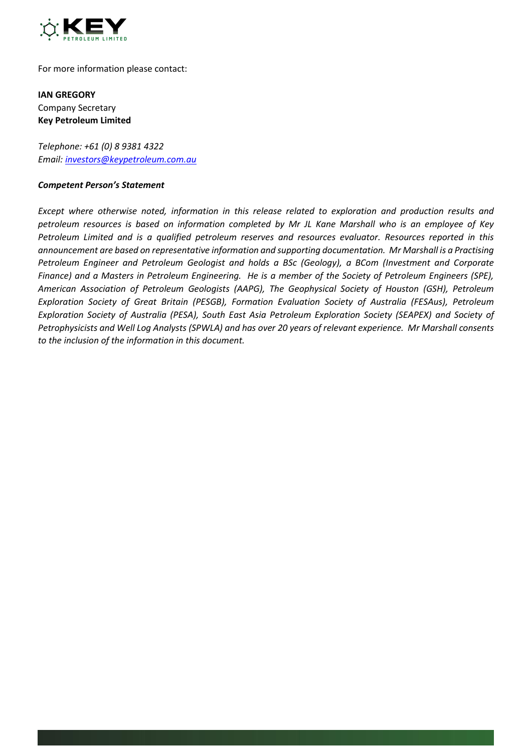For more information please contact:

**IAN GREGORY**
Company Secretary
**Key Petroleum Limited**

*Telephone: +61 (0) 8 9381 4322*
*Email: investors@keypetroleum.com.au*

***Competent Person's Statement***

*Except where otherwise noted, information in this release related to exploration and production results and petroleum resources is based on information completed by Mr JL Kane Marshall who is an employee of Key Petroleum Limited and is a qualified petroleum reserves and resources evaluator. Resources reported in this announcement are based on representative information and supporting documentation. Mr Marshall is a Practising Petroleum Engineer and Petroleum Geologist and holds a BSc (Geology), a BCom (Investment and Corporate Finance) and a Masters in Petroleum Engineering. He is a member of the Society of Petroleum Engineers (SPE), American Association of Petroleum Geologists (AAPG), The Geophysical Society of Houston (GSH), Petroleum Exploration Society of Great Britain (PESGB), Formation Evaluation Society of Australia (FESAus), Petroleum Exploration Society of Australia (PESA), South East Asia Petroleum Exploration Society (SEAPEX) and Society of Petrophysicists and Well Log Analysts (SPWLA) and has over 20 years of relevant experience. Mr Marshall consents to the inclusion of the information in this document.*